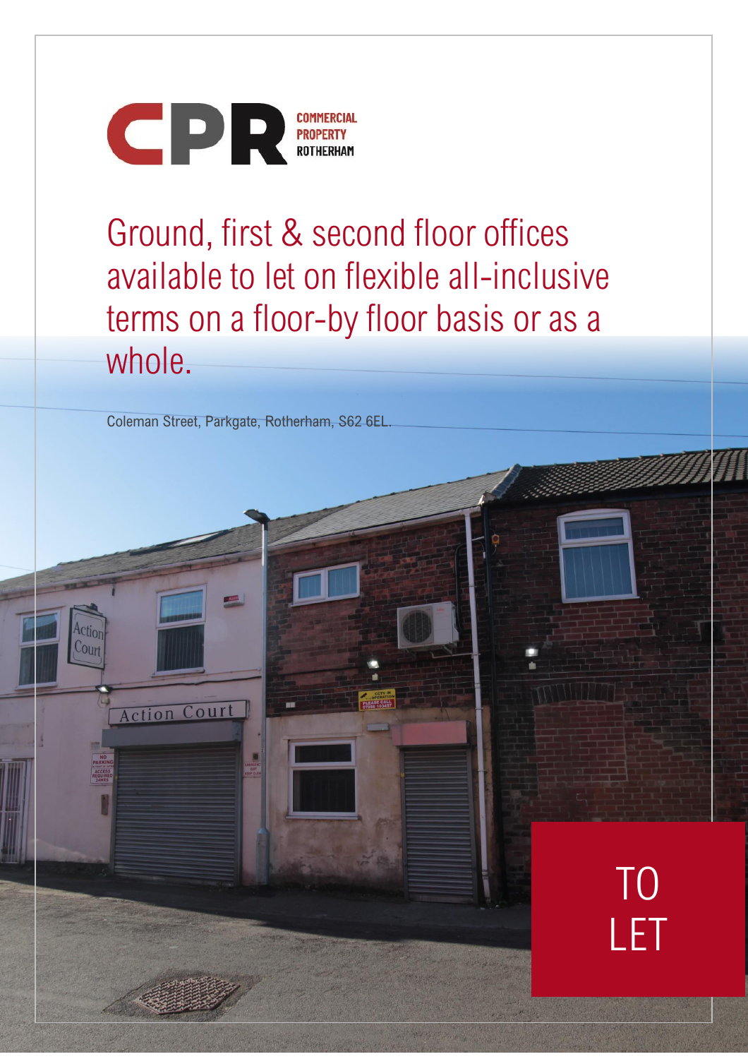CPR COMMERCIAL PROPERTY ROTHERHAM

# Ground, first & second floor offices available to let on flexible all-inclusive terms on a floor-by floor basis or as a whole.

Coleman Street, Parkgate, Rotherham, S62 6EL.

TO LET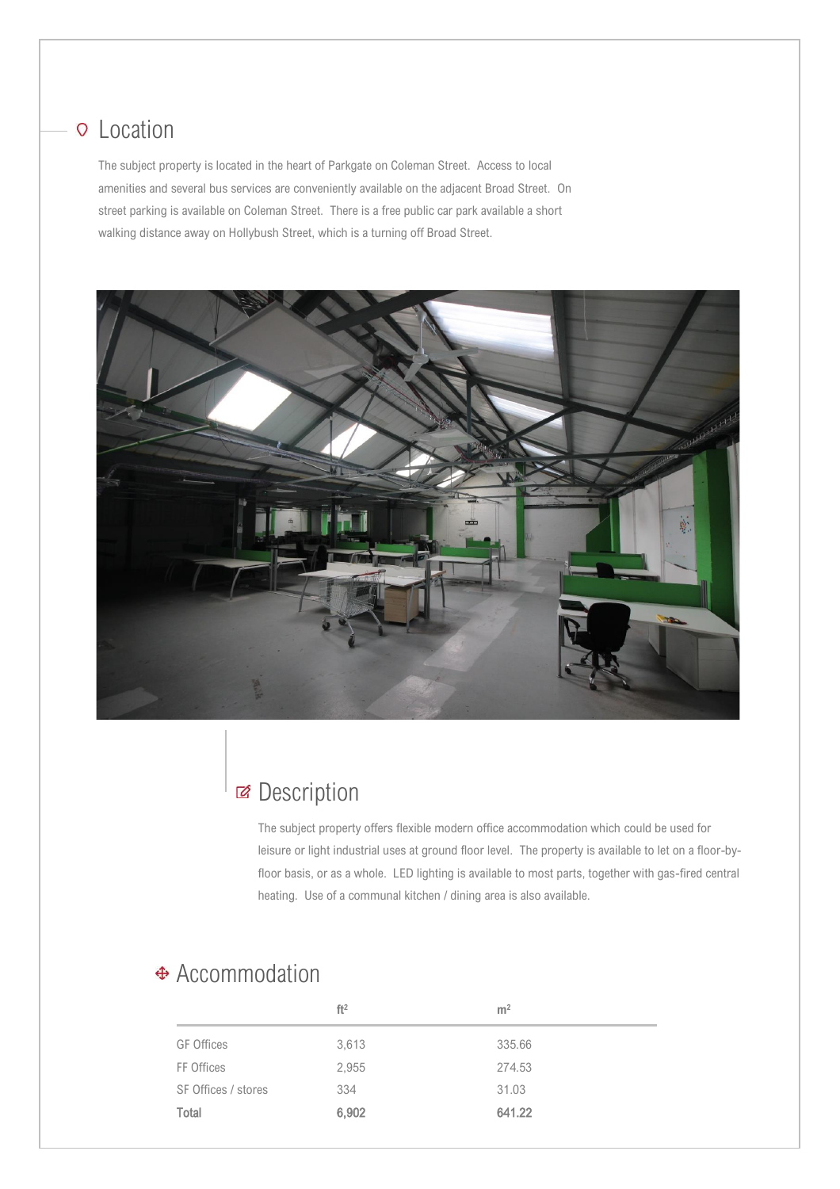## Location

The subject property is located in the heart of Parkgate on Coleman Street. Access to local amenities and several bus services are conveniently available on the adjacent Broad Street. On street parking is available on Coleman Street. There is a free public car park available a short walking distance away on Hollybush Street, which is a turning off Broad Street.

## Description

The subject property offers flexible modern office accommodation which could be used for leisure or light industrial uses at ground floor level. The property is available to let on a floor-by-floor basis, or as a whole. LED lighting is available to most parts, together with gas-fired central heating. Use of a communal kitchen / dining area is also available.

## Accommodation

| | ft² | m² |
|---|---|---|
| GF Offices | 3,613 | 335.66 |
| FF Offices | 2,955 | 274.53 |
| SF Offices / stores | 334 | 31.03 |
| **Total** | **6,902** | **641.22** |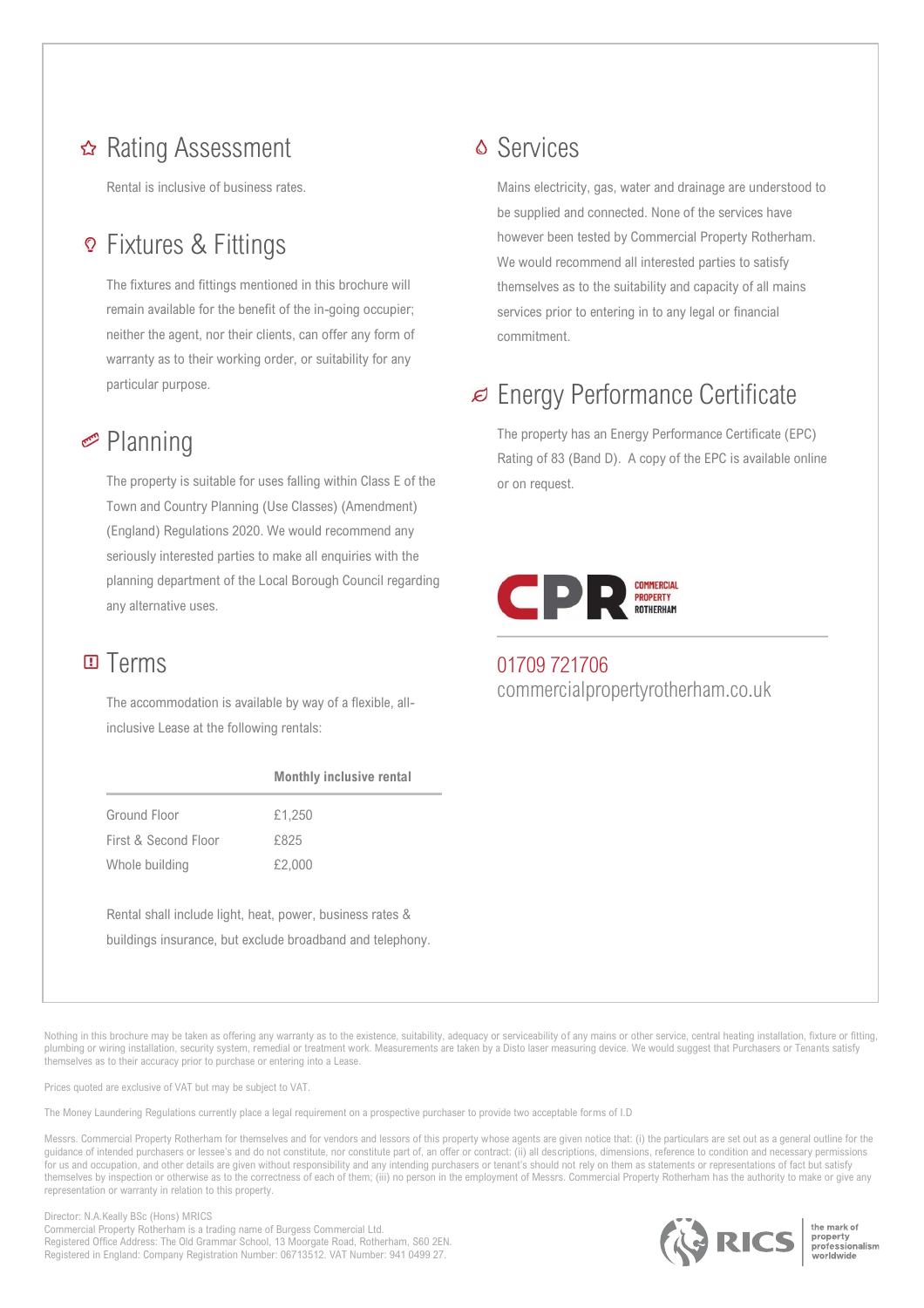## Rating Assessment

Rental is inclusive of business rates.

## Fixtures & Fittings

The fixtures and fittings mentioned in this brochure will remain available for the benefit of the in-going occupier; neither the agent, nor their clients, can offer any form of warranty as to their working order, or suitability for any particular purpose.

## Planning

The property is suitable for uses falling within Class E of the Town and Country Planning (Use Classes) (Amendment) (England) Regulations 2020. We would recommend any seriously interested parties to make all enquiries with the planning department of the Local Borough Council regarding any alternative uses.

## Terms

The accommodation is available by way of a flexible, all-inclusive Lease at the following rentals:

| | Monthly inclusive rental |
|---|---|
| Ground Floor | £1,250 |
| First & Second Floor | £825 |
| Whole building | £2,000 |

Rental shall include light, heat, power, business rates & buildings insurance, but exclude broadband and telephony.

## Services

Mains electricity, gas, water and drainage are understood to be supplied and connected. None of the services have however been tested by Commercial Property Rotherham. We would recommend all interested parties to satisfy themselves as to the suitability and capacity of all mains services prior to entering in to any legal or financial commitment.

## Energy Performance Certificate

The property has an Energy Performance Certificate (EPC) Rating of 83 (Band D). A copy of the EPC is available online or on request.

CPR COMMERCIAL PROPERTY ROTHERHAM

01709 721706

commercialpropertyrotherham.co.uk

Nothing in this brochure may be taken as offering any warranty as to the existence, suitability, adequacy or serviceability of any mains or other service, central heating installation, fixture or fitting, plumbing or wiring installation, security system, remedial or treatment work. Measurements are taken by a Disto laser measuring device. We would suggest that Purchasers or Tenants satisfy themselves as to their accuracy prior to purchase or entering into a Lease.

Prices quoted are exclusive of VAT but may be subject to VAT.

The Money Laundering Regulations currently place a legal requirement on a prospective purchaser to provide two acceptable forms of I.D

Messrs. Commercial Property Rotherham for themselves and for vendors and lessors of this property whose agents are given notice that: (i) the particulars are set out as a general outline for the guidance of intended purchasers or lessee's and do not constitute, nor constitute part of, an offer or contract: (ii) all descriptions, dimensions, reference to condition and necessary permissions for us and occupation, and other details are given without responsibility and any intending purchasers or tenant's should not rely on them as statements or representations of fact but satisfy themselves by inspection or otherwise as to the correctness of each of them; (iii) no person in the employment of Messrs. Commercial Property Rotherham has the authority to make or give any representation or warranty in relation to this property.

Director: N.A.Keally BSc (Hons) MRICS
Commercial Property Rotherham is a trading name of Burgess Commercial Ltd.
Registered Office Address: The Old Grammar School, 13 Moorgate Road, Rotherham, S60 2EN.
Registered in England: Company Registration Number: 06713512. VAT Number: 941 0499 27.

RICS the mark of property professionalism worldwide